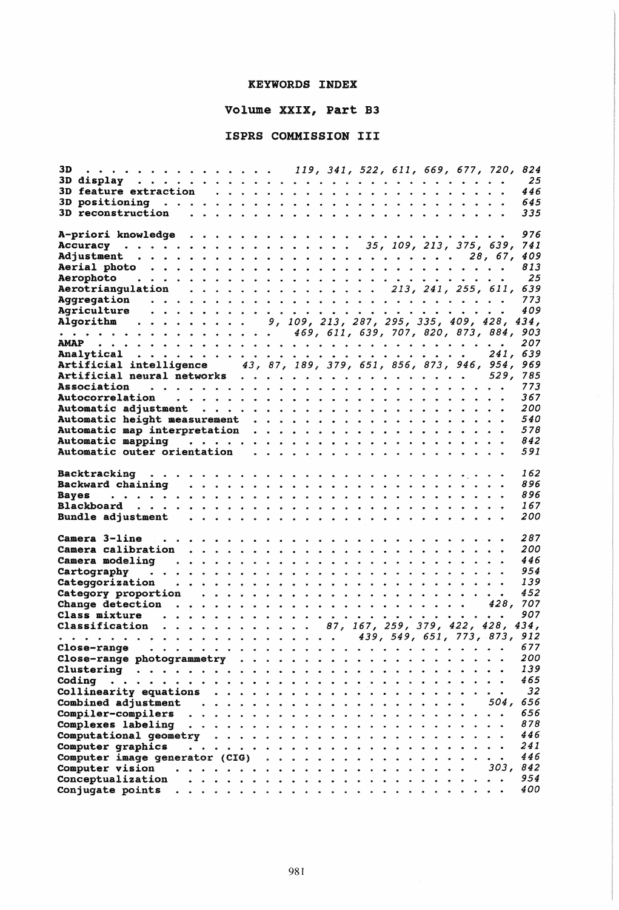# KEYWORDS INDEX

## Volume XXIX, Part B3

## ISPRS COMMISSION III

**3D** . . . . . . . . . . . . . . . *119, 341, 522, 611, 669, 677, 720, 824*
**3D display** . . . . . . . . . . . . . . . . . . . . . . . . . . *25*
**3D feature extraction** . . . . . . . . . . . . . . . . . . . . *446*
**3D positioning** . . . . . . . . . . . . . . . . . . . . . . . . *645*
**3D reconstruction** . . . . . . . . . . . . . . . . . . . . . . *335*

**A-priori knowledge** . . . . . . . . . . . . . . . . . . . . . . *976*
**Accuracy** . . . . . . . . . . . . . . . . . *35, 109, 213, 375, 639, 741*
**Adjustment** . . . . . . . . . . . . . . . . . . . . . . . *28, 67, 409*
**Aerial photo** . . . . . . . . . . . . . . . . . . . . . . . . . *813*
**Aerophoto** . . . . . . . . . . . . . . . . . . . . . . . . . . *25*
**Aerotriangulation** . . . . . . . . . . . . . . *213, 241, 255, 611, 639*
**Aggregation** . . . . . . . . . . . . . . . . . . . . . . . . . *773*
**Agriculture** . . . . . . . . . . . . . . . . . . . . . . . . . *409*
**Algorithm** . . . . . . . . . *9, 109, 213, 287, 295, 335, 409, 428, 434,*
. . . . . . . . . . . . . . . . *469, 611, 639, 707, 820, 873, 884, 903*
**AMAP** . . . . . . . . . . . . . . . . . . . . . . . . . . . . *207*
**Analytical** . . . . . . . . . . . . . . . . . . . . . . . . *241, 639*
**Artificial intelligence** *43, 87, 189, 379, 651, 856, 873, 946, 954, 969*
**Artificial neural networks** . . . . . . . . . . . . . . . . . . *529, 785*
**Association** . . . . . . . . . . . . . . . . . . . . . . . . . *773*
**Autocorrelation** . . . . . . . . . . . . . . . . . . . . . . . *367*
**Automatic adjustment** . . . . . . . . . . . . . . . . . . . . *200*
**Automatic height measurement** . . . . . . . . . . . . . . . . *540*
**Automatic map interpretation** . . . . . . . . . . . . . . . . *578*
**Automatic mapping** . . . . . . . . . . . . . . . . . . . . . . *842*
**Automatic outer orientation** . . . . . . . . . . . . . . . . . *591*

**Backtracking** . . . . . . . . . . . . . . . . . . . . . . . . *162*
**Backward chaining** . . . . . . . . . . . . . . . . . . . . . . *896*
**Bayes** . . . . . . . . . . . . . . . . . . . . . . . . . . . . *896*
**Blackboard** . . . . . . . . . . . . . . . . . . . . . . . . . *167*
**Bundle adjustment** . . . . . . . . . . . . . . . . . . . . . . *200*

**Camera 3-line** . . . . . . . . . . . . . . . . . . . . . . . . *287*
**Camera calibration** . . . . . . . . . . . . . . . . . . . . . *200*
**Camera modeling** . . . . . . . . . . . . . . . . . . . . . . . *446*
**Cartography** . . . . . . . . . . . . . . . . . . . . . . . . . *954*
**Categgorization** . . . . . . . . . . . . . . . . . . . . . . . *139*
**Category proportion** . . . . . . . . . . . . . . . . . . . . . *452*
**Change detection** . . . . . . . . . . . . . . . . . . . . *428, 707*
**Class mixture** . . . . . . . . . . . . . . . . . . . . . . . . *907*
**Classification** . . . . . . . . . . . . *87, 167, 259, 379, 422, 428, 434,*
. . . . . . . . . . . . . . . . . . . . . *439, 549, 651, 773, 873, 912*
**Close-range** . . . . . . . . . . . . . . . . . . . . . . . . . *677*
**Close-range photogrammetry** . . . . . . . . . . . . . . . . . *200*
**Clustering** . . . . . . . . . . . . . . . . . . . . . . . . . . *139*
**Coding** . . . . . . . . . . . . . . . . . . . . . . . . . . . . *465*
**Collinearity equations** . . . . . . . . . . . . . . . . . . . . *32*
**Combined adjustment** . . . . . . . . . . . . . . . . . . . *504, 656*
**Compiler-compilers** . . . . . . . . . . . . . . . . . . . . . . *656*
**Complexes labeling** . . . . . . . . . . . . . . . . . . . . . . *878*
**Computational geometry** . . . . . . . . . . . . . . . . . . . . *446*
**Computer graphics** . . . . . . . . . . . . . . . . . . . . . . *241*
**Computer image generator (CIG)** . . . . . . . . . . . . . . . . *446*
**Computer vision** . . . . . . . . . . . . . . . . . . . . . *303, 842*
**Conceptualization** . . . . . . . . . . . . . . . . . . . . . . *954*
**Conjugate points** . . . . . . . . . . . . . . . . . . . . . . . *400*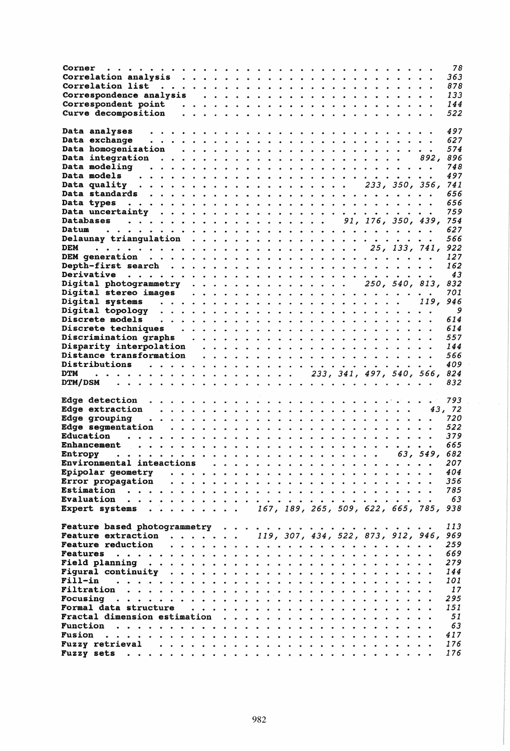Corner . . . . . . . . . . . . . . . . . . . . . . . . . . . . *78*
Correlation analysis . . . . . . . . . . . . . . . . . . . . . . *363*
Correlation list . . . . . . . . . . . . . . . . . . . . . . . . *878*
Correspondence analysis . . . . . . . . . . . . . . . . . . . . *133*
Correspondent point . . . . . . . . . . . . . . . . . . . . . . *144*
Curve decomposition . . . . . . . . . . . . . . . . . . . . . . *522*

Data analyses . . . . . . . . . . . . . . . . . . . . . . . . . *497*
Data exchange . . . . . . . . . . . . . . . . . . . . . . . . . *627*
Data homogenization . . . . . . . . . . . . . . . . . . . . . . *574*
Data integration . . . . . . . . . . . . . . . . . . . . *892, 896*
Data modeling . . . . . . . . . . . . . . . . . . . . . . . . . *748*
Data models . . . . . . . . . . . . . . . . . . . . . . . . . . *497*
Data quality . . . . . . . . . . . . . . . . . *233, 350, 356, 741*
Data standards . . . . . . . . . . . . . . . . . . . . . . . . . *656*
Data types . . . . . . . . . . . . . . . . . . . . . . . . . . . *656*
Data uncertainty . . . . . . . . . . . . . . . . . . . . . . . . *759*
Databases . . . . . . . . . . . . . . . . . *91, 176, 350, 439, 754*
Datum . . . . . . . . . . . . . . . . . . . . . . . . . . . . . *627*
Delaunay triangulation . . . . . . . . . . . . . . . . . . . . . *566*
DEM . . . . . . . . . . . . . . . . . . . . . . *25, 133, 741, 922*
DEM generation . . . . . . . . . . . . . . . . . . . . . . . . . *127*
Depth-first search . . . . . . . . . . . . . . . . . . . . . . . *162*
Derivative . . . . . . . . . . . . . . . . . . . . . . . . . . . *43*
Digital photogrammetry . . . . . . . . . . . . . *250, 540, 813, 832*
Digital stereo images . . . . . . . . . . . . . . . . . . . . . *701*
Digital systems . . . . . . . . . . . . . . . . . . . . . *119, 946*
Digital topology . . . . . . . . . . . . . . . . . . . . . . . . *9*
Discrete models . . . . . . . . . . . . . . . . . . . . . . . . *614*
Discrete techniques . . . . . . . . . . . . . . . . . . . . . . *614*
Discrimination graphs . . . . . . . . . . . . . . . . . . . . . *557*
Disparity interpolation . . . . . . . . . . . . . . . . . . . . *144*
Distance transformation . . . . . . . . . . . . . . . . . . . . *566*
Distributions . . . . . . . . . . . . . . . . . . . . . . . . . *409*
DTM . . . . . . . . . . . . . . . . . . *233, 341, 497, 540, 566, 824*
DTM/DSM . . . . . . . . . . . . . . . . . . . . . . . . . . . . *832*

Edge detection . . . . . . . . . . . . . . . . . . . . . . . . . *793*
Edge extraction . . . . . . . . . . . . . . . . . . . . . . . *43, 72*
Edge grouping . . . . . . . . . . . . . . . . . . . . . . . . . *720*
Edge segmentation . . . . . . . . . . . . . . . . . . . . . . . *522*
Education . . . . . . . . . . . . . . . . . . . . . . . . . . . *379*
Enhancement . . . . . . . . . . . . . . . . . . . . . . . . . . *665*
Entropy . . . . . . . . . . . . . . . . . . . . . . . . *63, 549, 682*
Environmental inteactions . . . . . . . . . . . . . . . . . . . *207*
Epipolar geometry . . . . . . . . . . . . . . . . . . . . . . . *404*
Error propagation . . . . . . . . . . . . . . . . . . . . . . . *356*
Estimation . . . . . . . . . . . . . . . . . . . . . . . . . . . *785*
Evaluation . . . . . . . . . . . . . . . . . . . . . . . . . . . *63*
Expert systems . . . . . . . . . *167, 189, 265, 509, 622, 665, 785, 938*

Feature based photogrammetry . . . . . . . . . . . . . . . . . . *113*
Feature extraction . . . . . . . *119, 307, 434, 522, 873, 912, 946, 969*
Feature reduction . . . . . . . . . . . . . . . . . . . . . . . *259*
Features . . . . . . . . . . . . . . . . . . . . . . . . . . . . *669*
Field planning . . . . . . . . . . . . . . . . . . . . . . . . . *279*
Figural continuity . . . . . . . . . . . . . . . . . . . . . . . *144*
Fill-in . . . . . . . . . . . . . . . . . . . . . . . . . . . . . *101*
Filtration . . . . . . . . . . . . . . . . . . . . . . . . . . . *17*
Focusing . . . . . . . . . . . . . . . . . . . . . . . . . . . . *295*
Formal data structure . . . . . . . . . . . . . . . . . . . . . *151*
Fractal dimension estimation . . . . . . . . . . . . . . . . . . *51*
Function . . . . . . . . . . . . . . . . . . . . . . . . . . . . *63*
Fusion . . . . . . . . . . . . . . . . . . . . . . . . . . . . . *417*
Fuzzy retrieval . . . . . . . . . . . . . . . . . . . . . . . . *176*
Fuzzy sets . . . . . . . . . . . . . . . . . . . . . . . . . . . *176*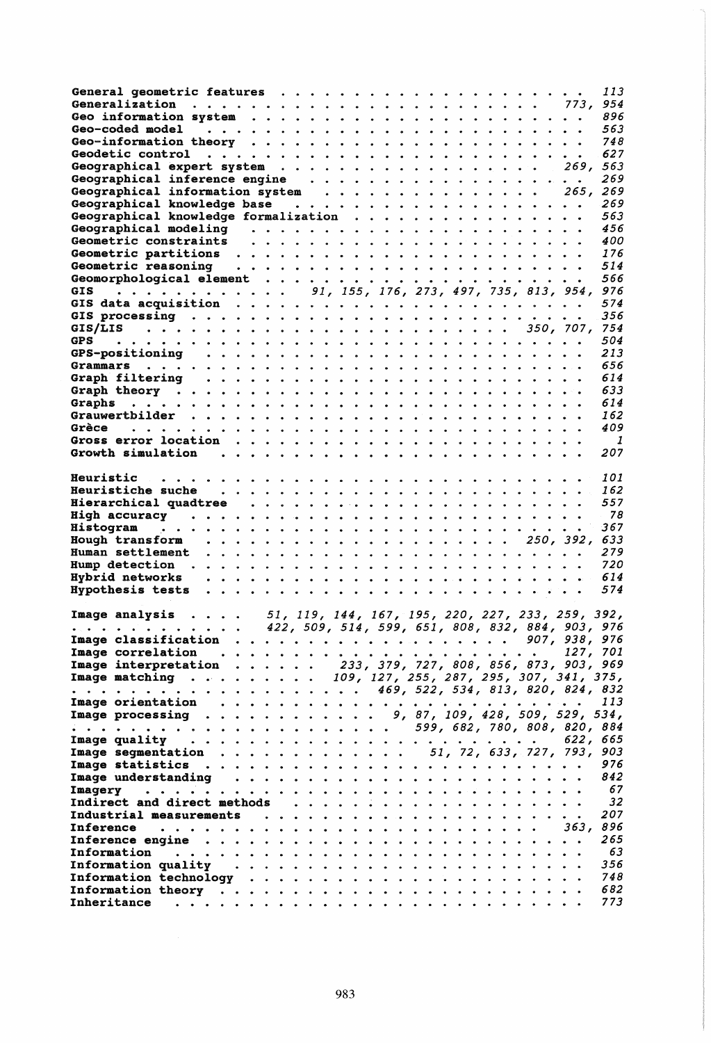General geometric features . . . . . . . . . . . . . . . . . . . . . 113
Generalization . . . . . . . . . . . . . . . . . . . . . 773, 954
Geo information system . . . . . . . . . . . . . . . . . . . . . 896
Geo-coded model . . . . . . . . . . . . . . . . . . . . . 563
Geo-information theory . . . . . . . . . . . . . . . . . . . . . 748
Geodetic control . . . . . . . . . . . . . . . . . . . . . 627
Geographical expert system . . . . . . . . . . . . . . . . . . . . . 269, 563
Geographical inference engine . . . . . . . . . . . . . . . . . . . . . 269
Geographical information system . . . . . . . . . . . . . . . . . . . . . 265, 269
Geographical knowledge base . . . . . . . . . . . . . . . . . . . . . 269
Geographical knowledge formalization . . . . . . . . . . . . . . . . . . . . . 563
Geographical modeling . . . . . . . . . . . . . . . . . . . . . 456
Geometric constraints . . . . . . . . . . . . . . . . . . . . . 400
Geometric partitions . . . . . . . . . . . . . . . . . . . . . 176
Geometric reasoning . . . . . . . . . . . . . . . . . . . . . 514
Geomorphological element . . . . . . . . . . . . . . . . . . . . . 566
GIS . . . . . . . . . . . 91, 155, 176, 273, 497, 735, 813, 954, 976
GIS data acquisition . . . . . . . . . . . . . . . . . . . . . 574
GIS processing . . . . . . . . . . . . . . . . . . . . . 356
GIS/LIS . . . . . . . . . . . . . . . . . . . . . 350, 707, 754
GPS . . . . . . . . . . . . . . . . . . . . . 504
GPS-positioning . . . . . . . . . . . . . . . . . . . . . 213
Grammars . . . . . . . . . . . . . . . . . . . . . 656
Graph filtering . . . . . . . . . . . . . . . . . . . . . 614
Graph theory . . . . . . . . . . . . . . . . . . . . . 633
Graphs . . . . . . . . . . . . . . . . . . . . . 614
Grauwertbilder . . . . . . . . . . . . . . . . . . . . . 162
Grèce . . . . . . . . . . . . . . . . . . . . . 409
Gross error location . . . . . . . . . . . . . . . . . . . . . 1
Growth simulation . . . . . . . . . . . . . . . . . . . . . 207

Heuristic . . . . . . . . . . . . . . . . . . . . . 101
Heuristiche suche . . . . . . . . . . . . . . . . . . . . . 162
Hierarchical quadtree . . . . . . . . . . . . . . . . . . . . . 557
High accuracy . . . . . . . . . . . . . . . . . . . . . 78
Histogram . . . . . . . . . . . . . . . . . . . . . 367
Hough transform . . . . . . . . . . . . . . . . . . . . . 250, 392, 633
Human settlement . . . . . . . . . . . . . . . . . . . . . 279
Hump detection . . . . . . . . . . . . . . . . . . . . . 720
Hybrid networks . . . . . . . . . . . . . . . . . . . . . 614
Hypothesis tests . . . . . . . . . . . . . . . . . . . . . 574

Image analysis . . . . 51, 119, 144, 167, 195, 220, 227, 233, 259, 392,
. . . . . . . . . . . 422, 509, 514, 599, 651, 808, 832, 884, 903, 976
Image classification . . . . . . . . . . . . . . . . . . . . . 907, 938, 976
Image correlation . . . . . . . . . . . . . . . . . . . . . 127, 701
Image interpretation . . . . . . 233, 379, 727, 808, 856, 873, 903, 969
Image matching . . . . . . . . 109, 127, 255, 287, 295, 307, 341, 375,
. . . . . . . . . . . . . . . . . . 469, 522, 534, 813, 820, 824, 832
Image orientation . . . . . . . . . . . . . . . . . . . . . 113
Image processing . . . . . . . . . . . 9, 87, 109, 428, 509, 529, 534,
. . . . . . . . . . . . . . . . . . 599, 682, 780, 808, 820, 884
Image quality . . . . . . . . . . . . . . . . . . . . . 622, 665
Image segmentation . . . . . . . . . . . . . 51, 72, 633, 727, 793, 903
Image statistics . . . . . . . . . . . . . . . . . . . . . 976
Image understanding . . . . . . . . . . . . . . . . . . . . . 842
Imagery . . . . . . . . . . . . . . . . . . . . . 67
Indirect and direct methods . . . . . . . . . . . . . . . . . . . . . 32
Industrial measurements . . . . . . . . . . . . . . . . . . . . . 207
Inference . . . . . . . . . . . . . . . . . . . . . 363, 896
Inference engine . . . . . . . . . . . . . . . . . . . . . 265
Information . . . . . . . . . . . . . . . . . . . . . 63
Information quality . . . . . . . . . . . . . . . . . . . . . 356
Information technology . . . . . . . . . . . . . . . . . . . . . 748
Information theory . . . . . . . . . . . . . . . . . . . . . 682
Inheritance . . . . . . . . . . . . . . . . . . . . . 773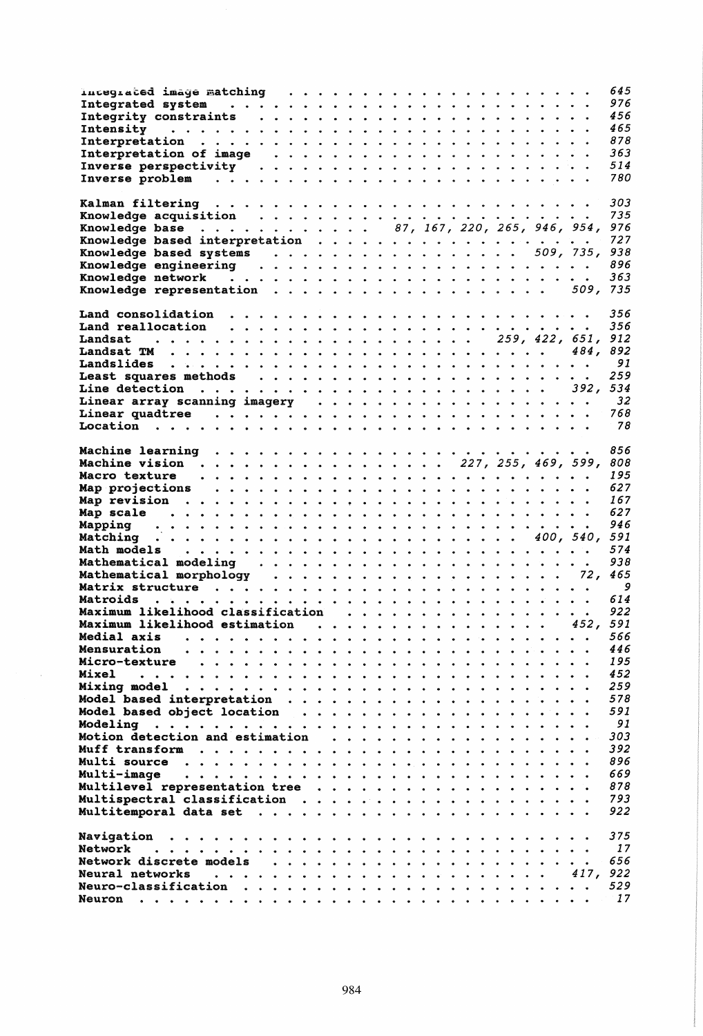Integrated image matching . . . . . . . . . . . . . . . . . . . . . 645
Integrated system . . . . . . . . . . . . . . . . . . . . . . . . 976
Integrity constraints . . . . . . . . . . . . . . . . . . . . . . 456
Intensity . . . . . . . . . . . . . . . . . . . . . . . . . . . . 465
Interpretation . . . . . . . . . . . . . . . . . . . . . . . . . . 878
Interpretation of image . . . . . . . . . . . . . . . . . . . . . 363
Inverse perspectivity . . . . . . . . . . . . . . . . . . . . . . 514
Inverse problem . . . . . . . . . . . . . . . . . . . . . . . . . 780

Kalman filtering . . . . . . . . . . . . . . . . . . . . . . . . . 303
Knowledge acquisition . . . . . . . . . . . . . . . . . . . . . . 735
Knowledge base . . . . . . . . . . . 87, 167, 220, 265, 946, 954, 976
Knowledge based interpretation . . . . . . . . . . . . . . . . . . 727
Knowledge based systems . . . . . . . . . . . . . . . . 509, 735, 938
Knowledge engineering . . . . . . . . . . . . . . . . . . . . . . 896
Knowledge network . . . . . . . . . . . . . . . . . . . . . . . . 363
Knowledge representation . . . . . . . . . . . . . . . . . . 509, 735

Land consolidation . . . . . . . . . . . . . . . . . . . . . . . . 356
Land reallocation . . . . . . . . . . . . . . . . . . . . . . . . 356
Landsat . . . . . . . . . . . . . . . . . . . . 259, 422, 651, 912
Landsat TM . . . . . . . . . . . . . . . . . . . . . . . . . 484, 892
Landslides . . . . . . . . . . . . . . . . . . . . . . . . . . . . 91
Least squares methods . . . . . . . . . . . . . . . . . . . . . . 259
Line detection . . . . . . . . . . . . . . . . . . . . . . . 392, 534
Linear array scanning imagery . . . . . . . . . . . . . . . . . . . 32
Linear quadtree . . . . . . . . . . . . . . . . . . . . . . . . . 768
Location . . . . . . . . . . . . . . . . . . . . . . . . . . . . . 78

Machine learning . . . . . . . . . . . . . . . . . . . . . . . . . 856
Machine vision . . . . . . . . . . . . . . . . 227, 255, 469, 599, 808
Macro texture . . . . . . . . . . . . . . . . . . . . . . . . . . 195
Map projections . . . . . . . . . . . . . . . . . . . . . . . . . 627
Map revision . . . . . . . . . . . . . . . . . . . . . . . . . . . 167
Map scale . . . . . . . . . . . . . . . . . . . . . . . . . . . . 627
Mapping . . . . . . . . . . . . . . . . . . . . . . . . . . . . . 946
Matching . . . . . . . . . . . . . . . . . . . . . . . . 400, 540, 591
Math models . . . . . . . . . . . . . . . . . . . . . . . . . . . 574
Mathematical modeling . . . . . . . . . . . . . . . . . . . . . . 938
Mathematical morphology . . . . . . . . . . . . . . . . . . . . 72, 465
Matrix structure . . . . . . . . . . . . . . . . . . . . . . . . . . 9
Matroids . . . . . . . . . . . . . . . . . . . . . . . . . . . . . 614
Maximum likelihood classification . . . . . . . . . . . . . . . . . 922
Maximum likelihood estimation . . . . . . . . . . . . . . . . 452, 591
Medial axis . . . . . . . . . . . . . . . . . . . . . . . . . . . 566
Mensuration . . . . . . . . . . . . . . . . . . . . . . . . . . . 446
Micro-texture . . . . . . . . . . . . . . . . . . . . . . . . . . 195
Mixel . . . . . . . . . . . . . . . . . . . . . . . . . . . . . . 452
Mixing model . . . . . . . . . . . . . . . . . . . . . . . . . . . 259
Model based interpretation . . . . . . . . . . . . . . . . . . . . 578
Model based object location . . . . . . . . . . . . . . . . . . . 591
Modeling . . . . . . . . . . . . . . . . . . . . . . . . . . . . . 91
Motion detection and estimation . . . . . . . . . . . . . . . . . 303
Muff transform . . . . . . . . . . . . . . . . . . . . . . . . . . 392
Multi source . . . . . . . . . . . . . . . . . . . . . . . . . . . 896
Multi-image . . . . . . . . . . . . . . . . . . . . . . . . . . . 669
Multilevel representation tree . . . . . . . . . . . . . . . . . . 878
Multispectral classification . . . . . . . . . . . . . . . . . . . 793
Multitemporal data set . . . . . . . . . . . . . . . . . . . . . . 922

Navigation . . . . . . . . . . . . . . . . . . . . . . . . . . . . 375
Network . . . . . . . . . . . . . . . . . . . . . . . . . . . . . . 17
Network discrete models . . . . . . . . . . . . . . . . . . . . . 656
Neural networks . . . . . . . . . . . . . . . . . . . . . . . 417, 922
Neuro-classification . . . . . . . . . . . . . . . . . . . . . . . 529
Neuron . . . . . . . . . . . . . . . . . . . . . . . . . . . . . . 17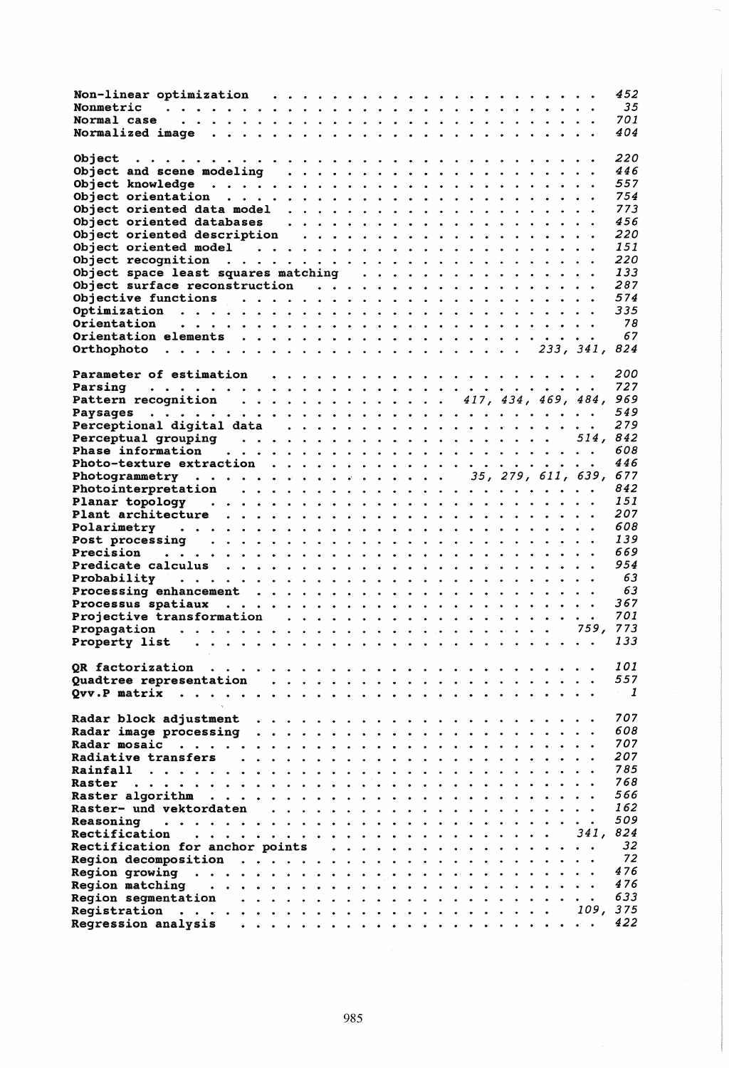Non-linear optimization . . . . . . . . . . . . . . . . . . . . . . 452
Nonmetric . . . . . . . . . . . . . . . . . . . . . . . . . . . . 35
Normal case . . . . . . . . . . . . . . . . . . . . . . . . . . . 701
Normalized image . . . . . . . . . . . . . . . . . . . . . . . . . 404

Object . . . . . . . . . . . . . . . . . . . . . . . . . . . . . . 220
Object and scene modeling . . . . . . . . . . . . . . . . . . . . 446
Object knowledge . . . . . . . . . . . . . . . . . . . . . . . . . 557
Object orientation . . . . . . . . . . . . . . . . . . . . . . . . 754
Object oriented data model . . . . . . . . . . . . . . . . . . . . 773
Object oriented databases . . . . . . . . . . . . . . . . . . . . 456
Object oriented description . . . . . . . . . . . . . . . . . . . 220
Object oriented model . . . . . . . . . . . . . . . . . . . . . . 151
Object recognition . . . . . . . . . . . . . . . . . . . . . . . . 220
Object space least squares matching . . . . . . . . . . . . . . . 133
Object surface reconstruction . . . . . . . . . . . . . . . . . . 287
Objective functions . . . . . . . . . . . . . . . . . . . . . . . 574
Optimization . . . . . . . . . . . . . . . . . . . . . . . . . . . 335
Orientation . . . . . . . . . . . . . . . . . . . . . . . . . . . 78
Orientation elements . . . . . . . . . . . . . . . . . . . . . . . 67
Orthophoto . . . . . . . . . . . . . . . . . . . . . . 233, 341, 824

Parameter of estimation . . . . . . . . . . . . . . . . . . . . . 200
Parsing . . . . . . . . . . . . . . . . . . . . . . . . . . . . . 727
Pattern recognition . . . . . . . . . . . . . 417, 434, 469, 484, 969
Paysages . . . . . . . . . . . . . . . . . . . . . . . . . . . . . 549
Perceptional digital data . . . . . . . . . . . . . . . . . . . . 279
Perceptual grouping . . . . . . . . . . . . . . . . . . . . 514, 842
Phase information . . . . . . . . . . . . . . . . . . . . . . . . 608
Photo-texture extraction . . . . . . . . . . . . . . . . . . . . 446
Photogrammetry . . . . . . . . . . . . . . . . 35, 279, 611, 639, 677
Photointerpretation . . . . . . . . . . . . . . . . . . . . . . . 842
Planar topology . . . . . . . . . . . . . . . . . . . . . . . . . 151
Plant architecture . . . . . . . . . . . . . . . . . . . . . . . . 207
Polarimetry . . . . . . . . . . . . . . . . . . . . . . . . . . . 608
Post processing . . . . . . . . . . . . . . . . . . . . . . . . . 139
Precision . . . . . . . . . . . . . . . . . . . . . . . . . . . . 669
Predicate calculus . . . . . . . . . . . . . . . . . . . . . . . . 954
Probability . . . . . . . . . . . . . . . . . . . . . . . . . . . 63
Processing enhancement . . . . . . . . . . . . . . . . . . . . . . 63
Processus spatiaux . . . . . . . . . . . . . . . . . . . . . . . . 367
Projective transformation . . . . . . . . . . . . . . . . . . . . 701
Propagation . . . . . . . . . . . . . . . . . . . . . . . . 759, 773
Property list . . . . . . . . . . . . . . . . . . . . . . . . . . 133

QR factorization . . . . . . . . . . . . . . . . . . . . . . . . . 101
Quadtree representation . . . . . . . . . . . . . . . . . . . . . 557
Qvv.P matrix . . . . . . . . . . . . . . . . . . . . . . . . . . . 1

Radar block adjustment . . . . . . . . . . . . . . . . . . . . . 707
Radar image processing . . . . . . . . . . . . . . . . . . . . . 608
Radar mosaic . . . . . . . . . . . . . . . . . . . . . . . . . . . 707
Radiative transfers . . . . . . . . . . . . . . . . . . . . . . . 207
Rainfall . . . . . . . . . . . . . . . . . . . . . . . . . . . . . 785
Raster . . . . . . . . . . . . . . . . . . . . . . . . . . . . . . 768
Raster algorithm . . . . . . . . . . . . . . . . . . . . . . . . . 566
Raster- und vektordaten . . . . . . . . . . . . . . . . . . . . . 162
Reasoning . . . . . . . . . . . . . . . . . . . . . . . . . . . . 509
Rectification . . . . . . . . . . . . . . . . . . . . . . . 341, 824
Rectification for anchor points . . . . . . . . . . . . . . . . . 32
Region decomposition . . . . . . . . . . . . . . . . . . . . . . . 72
Region growing . . . . . . . . . . . . . . . . . . . . . . . . . . 476
Region matching . . . . . . . . . . . . . . . . . . . . . . . . . 476
Region segmentation . . . . . . . . . . . . . . . . . . . . . . . 633
Registration . . . . . . . . . . . . . . . . . . . . . . . . 109, 375
Regression analysis . . . . . . . . . . . . . . . . . . . . . . . 422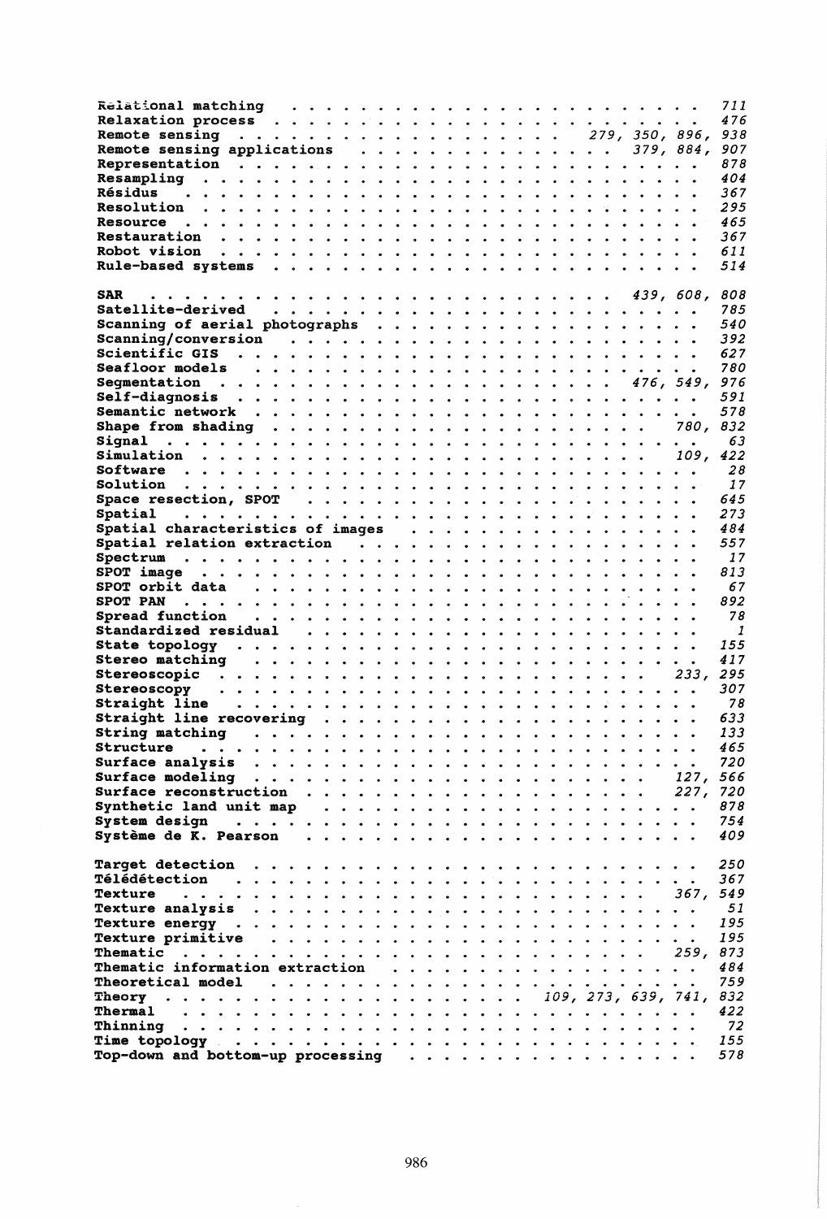Relational matching . . . . . . . . . . . . . . . . . . . . . . 711
Relaxation process . . . . . . . . . . . . . . . . . . . . . . 476
Remote sensing . . . . . . . . . . . . . . . 279, 350, 896, 938
Remote sensing applications . . . . . . . . . . . . . 379, 884, 907
Representation . . . . . . . . . . . . . . . . . . . . . . 878
Resampling . . . . . . . . . . . . . . . . . . . . . . . . 404
Résidus . . . . . . . . . . . . . . . . . . . . . . . . . 367
Resolution . . . . . . . . . . . . . . . . . . . . . . . . 295
Resource . . . . . . . . . . . . . . . . . . . . . . . . . 465
Restauration . . . . . . . . . . . . . . . . . . . . . . . 367
Robot vision . . . . . . . . . . . . . . . . . . . . . . . 611
Rule-based systems . . . . . . . . . . . . . . . . . . . . 514

SAR . . . . . . . . . . . . . . . . . . . . . . . 439, 608, 808
Satellite-derived . . . . . . . . . . . . . . . . . . . . . 785
Scanning of aerial photographs . . . . . . . . . . . . . . . 540
Scanning/conversion . . . . . . . . . . . . . . . . . . . . 392
Scientific GIS . . . . . . . . . . . . . . . . . . . . . . 627
Seafloor models . . . . . . . . . . . . . . . . . . . . . . 780
Segmentation . . . . . . . . . . . . . . . . . . 476, 549, 976
Self-diagnosis . . . . . . . . . . . . . . . . . . . . . . 591
Semantic network . . . . . . . . . . . . . . . . . . . . . 578
Shape from shading . . . . . . . . . . . . . . . . . 780, 832
Signal . . . . . . . . . . . . . . . . . . . . . . . . . . 63
Simulation . . . . . . . . . . . . . . . . . . . . . 109, 422
Software . . . . . . . . . . . . . . . . . . . . . . . . . 28
Solution . . . . . . . . . . . . . . . . . . . . . . . . . 17
Space resection, SPOT . . . . . . . . . . . . . . . . . . 645
Spatial . . . . . . . . . . . . . . . . . . . . . . . . . 273
Spatial characteristics of images . . . . . . . . . . . . . 484
Spatial relation extraction . . . . . . . . . . . . . . . . 557
Spectrum . . . . . . . . . . . . . . . . . . . . . . . . . 17
SPOT image . . . . . . . . . . . . . . . . . . . . . . . . 813
SPOT orbit data . . . . . . . . . . . . . . . . . . . . . 67
SPOT PAN . . . . . . . . . . . . . . . . . . . . . . . . 892
Spread function . . . . . . . . . . . . . . . . . . . . . 78
Standardized residual . . . . . . . . . . . . . . . . . . 1
State topology . . . . . . . . . . . . . . . . . . . . . . 155
Stereo matching . . . . . . . . . . . . . . . . . . . . . 417
Stereoscopic . . . . . . . . . . . . . . . . . . . . 233, 295
Stereoscopy . . . . . . . . . . . . . . . . . . . . . . . 307
Straight line . . . . . . . . . . . . . . . . . . . . . . 78
Straight line recovering . . . . . . . . . . . . . . . . . 633
String matching . . . . . . . . . . . . . . . . . . . . . 133
Structure . . . . . . . . . . . . . . . . . . . . . . . . 465
Surface analysis . . . . . . . . . . . . . . . . . . . . . 720
Surface modeling . . . . . . . . . . . . . . . . . . 127, 566
Surface reconstruction . . . . . . . . . . . . . . . 227, 720
Synthetic land unit map . . . . . . . . . . . . . . . . . . 878
System design . . . . . . . . . . . . . . . . . . . . . . 754
Système de K. Pearson . . . . . . . . . . . . . . . . . . . 409

Target detection . . . . . . . . . . . . . . . . . . . . . 250
Télédétection . . . . . . . . . . . . . . . . . . . . . . 367
Texture . . . . . . . . . . . . . . . . . . . . . . . 367, 549
Texture analysis . . . . . . . . . . . . . . . . . . . . . 51
Texture energy . . . . . . . . . . . . . . . . . . . . . . 195
Texture primitive . . . . . . . . . . . . . . . . . . . . 195
Thematic . . . . . . . . . . . . . . . . . . . . . . 259, 873
Thematic information extraction . . . . . . . . . . . . . . 484
Theoretical model . . . . . . . . . . . . . . . . . . . . . 759
Theory . . . . . . . . . . . . . . . . . 109, 273, 639, 741, 832
Thermal . . . . . . . . . . . . . . . . . . . . . . . . . 422
Thinning . . . . . . . . . . . . . . . . . . . . . . . . . 72
Time topology . . . . . . . . . . . . . . . . . . . . . . 155
Top-down and bottom-up processing . . . . . . . . . . . . . 578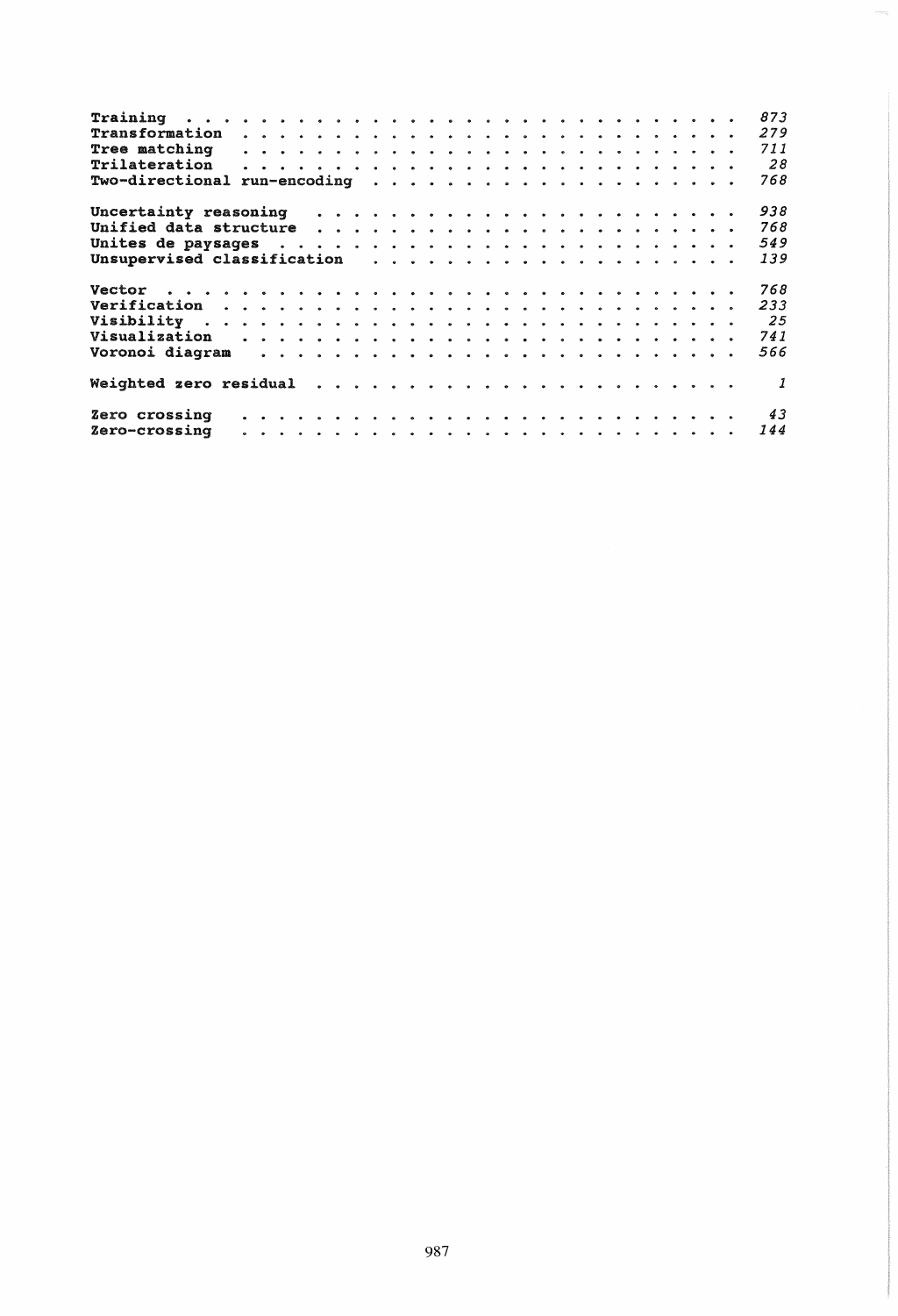**Training** . . . . . . . . . . . . . . . . . . . . . . . . . . . . . . *873*
**Transformation** . . . . . . . . . . . . . . . . . . . . . . . . . . *279*
**Tree matching** . . . . . . . . . . . . . . . . . . . . . . . . . . *711*
**Trilateration** . . . . . . . . . . . . . . . . . . . . . . . . . . *28*
**Two-directional run-encoding** . . . . . . . . . . . . . . . . . . . . *768*

**Uncertainty reasoning** . . . . . . . . . . . . . . . . . . . . . . . *938*
**Unified data structure** . . . . . . . . . . . . . . . . . . . . . . . *768*
**Unites de paysages** . . . . . . . . . . . . . . . . . . . . . . . . *549*
**Unsupervised classification** . . . . . . . . . . . . . . . . . . . . *139*

**Vector** . . . . . . . . . . . . . . . . . . . . . . . . . . . . . . *768*
**Verification** . . . . . . . . . . . . . . . . . . . . . . . . . . . *233*
**Visibility** . . . . . . . . . . . . . . . . . . . . . . . . . . . . *25*
**Visualization** . . . . . . . . . . . . . . . . . . . . . . . . . . . *741*
**Voronoi diagram** . . . . . . . . . . . . . . . . . . . . . . . . . . *566*

**Weighted zero residual** . . . . . . . . . . . . . . . . . . . . . . . *1*

**Zero crossing** . . . . . . . . . . . . . . . . . . . . . . . . . . . *43*
**Zero-crossing** . . . . . . . . . . . . . . . . . . . . . . . . . . . *144*